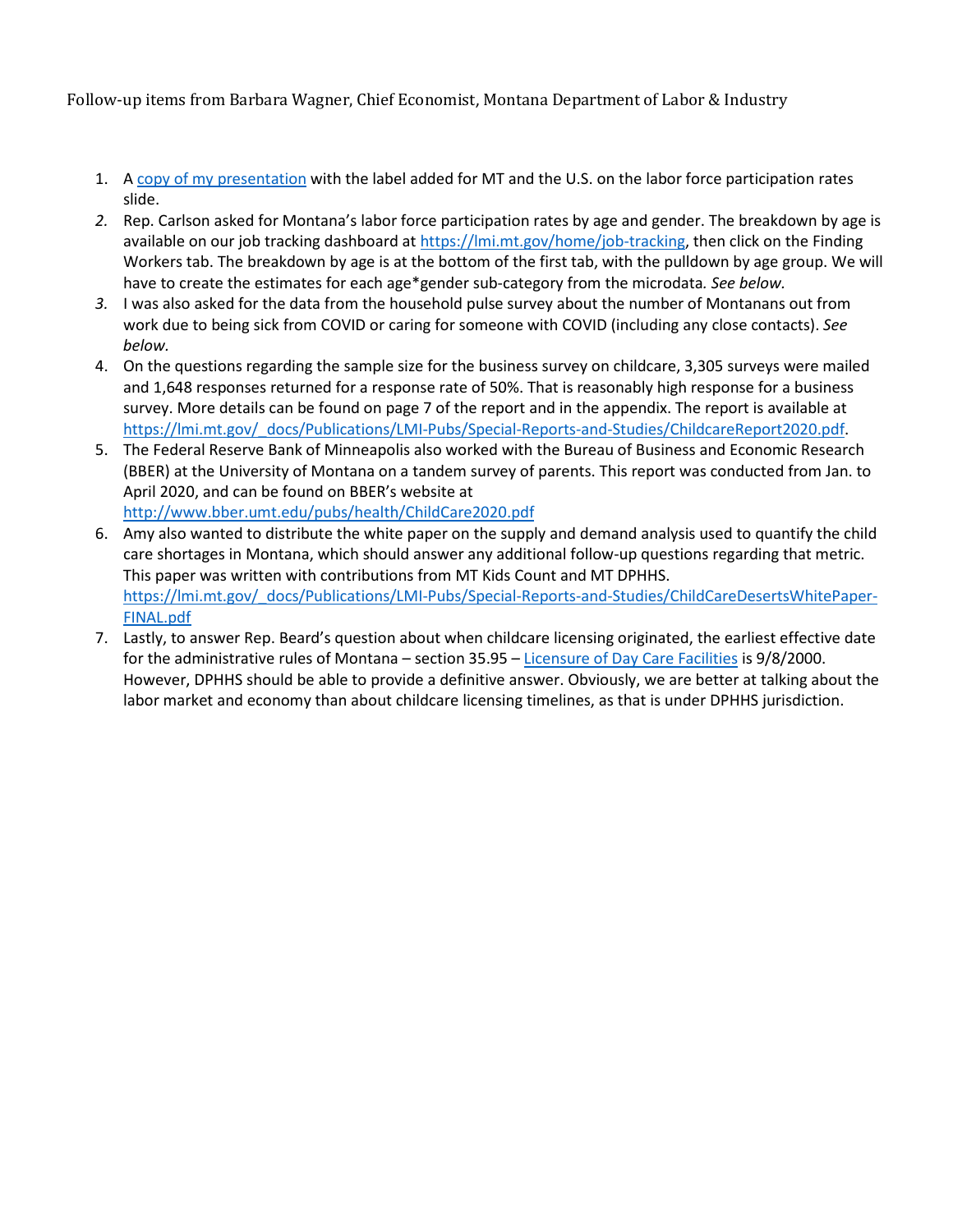Follow-up items from Barbara Wagner, Chief Economist, Montana Department of Labor & Industry

1. A copy of my presentation with the label added for MT and the U.S. on the labor force participation rates slide.
2. Rep. Carlson asked for Montana's labor force participation rates by age and gender. The breakdown by age is available on our job tracking dashboard at https://lmi.mt.gov/home/job-tracking, then click on the Finding Workers tab. The breakdown by age is at the bottom of the first tab, with the pulldown by age group. We will have to create the estimates for each age*gender sub-category from the microdata. *See below.*
3. I was also asked for the data from the household pulse survey about the number of Montanans out from work due to being sick from COVID or caring for someone with COVID (including any close contacts). *See below.*
4. On the questions regarding the sample size for the business survey on childcare, 3,305 surveys were mailed and 1,648 responses returned for a response rate of 50%. That is reasonably high response for a business survey. More details can be found on page 7 of the report and in the appendix. The report is available at https://lmi.mt.gov/_docs/Publications/LMI-Pubs/Special-Reports-and-Studies/ChildcareReport2020.pdf.
5. The Federal Reserve Bank of Minneapolis also worked with the Bureau of Business and Economic Research (BBER) at the University of Montana on a tandem survey of parents. This report was conducted from Jan. to April 2020, and can be found on BBER's website at http://www.bber.umt.edu/pubs/health/ChildCare2020.pdf
6. Amy also wanted to distribute the white paper on the supply and demand analysis used to quantify the child care shortages in Montana, which should answer any additional follow-up questions regarding that metric. This paper was written with contributions from MT Kids Count and MT DPHHS. https://lmi.mt.gov/_docs/Publications/LMI-Pubs/Special-Reports-and-Studies/ChildCareDesertsWhitePaper-FINAL.pdf
7. Lastly, to answer Rep. Beard's question about when childcare licensing originated, the earliest effective date for the administrative rules of Montana – section 35.95 – Licensure of Day Care Facilities is 9/8/2000. However, DPHHS should be able to provide a definitive answer. Obviously, we are better at talking about the labor market and economy than about childcare licensing timelines, as that is under DPHHS jurisdiction.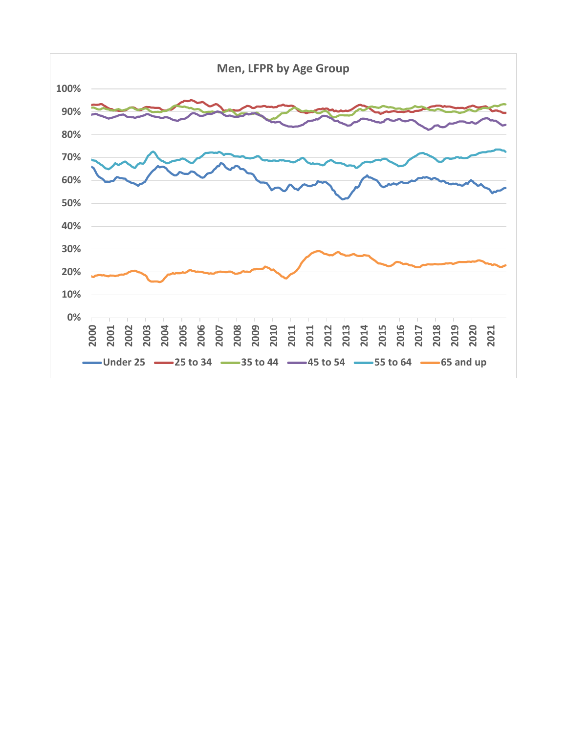**Men, LFPR by Age Group**

Under 25 | 25 to 34 | 35 to 44 | 45 to 54 | 55 to 64 | 65 and up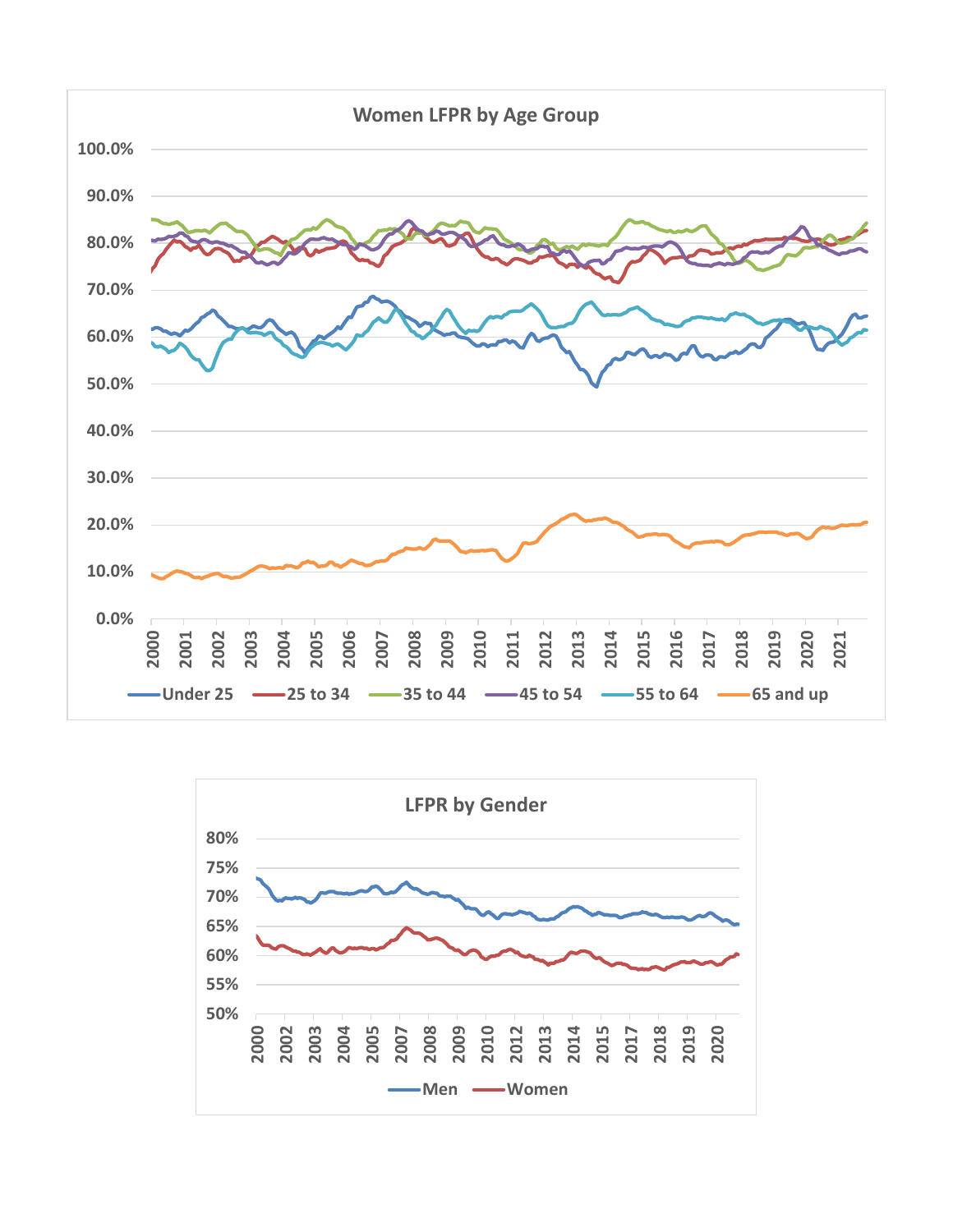**Women LFPR by Age Group**

Y-axis: 0.0% – 100.0%; X-axis: 2000 – 2021

Legend: Under 25, 25 to 34, 35 to 44, 45 to 54, 55 to 64, 65 and up

**LFPR by Gender**

Y-axis: 50% – 80%; X-axis: 2000 – 2020

Legend: Men, Women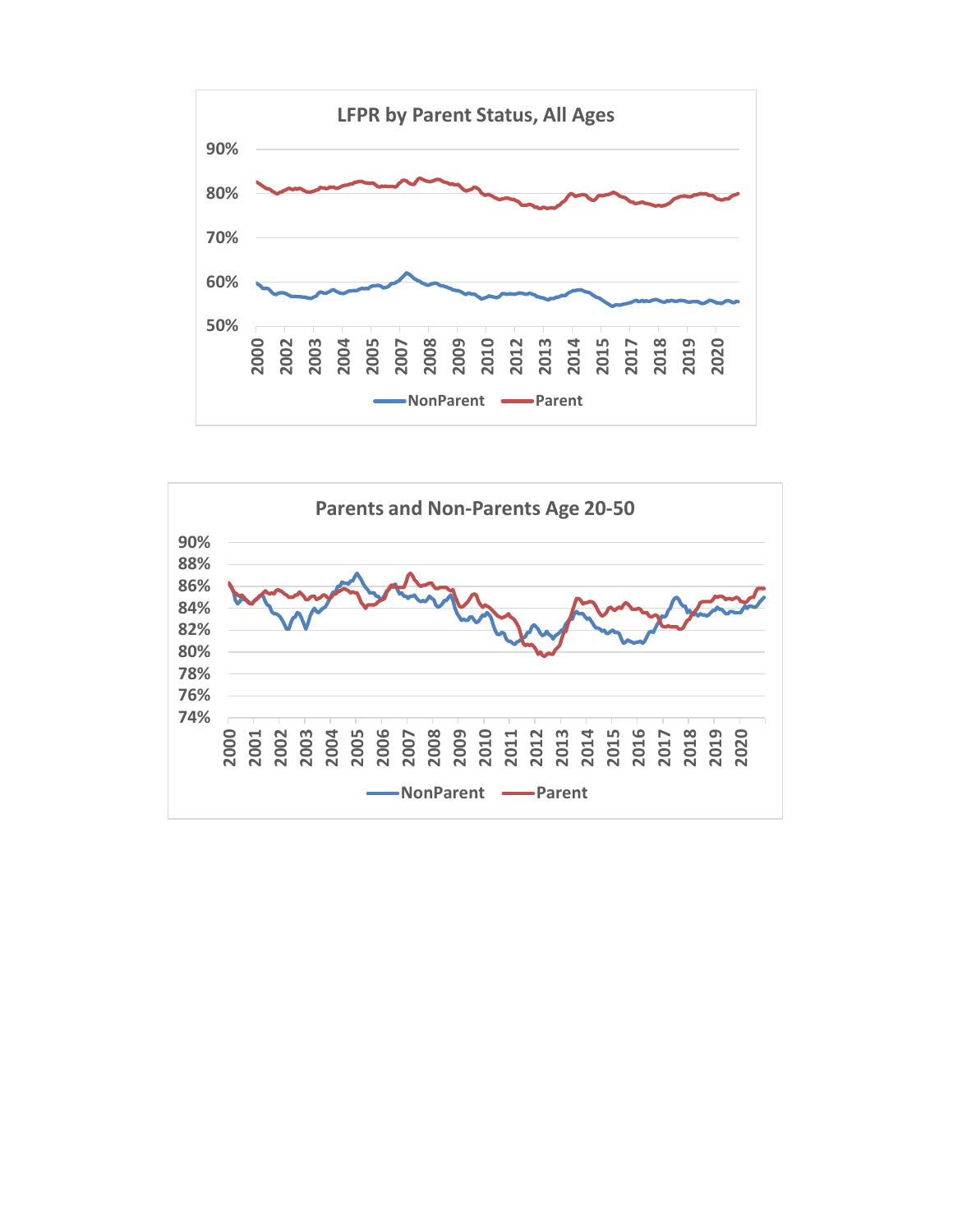**LFPR by Parent Status, All Ages**

**Parents and Non-Parents Age 20-50**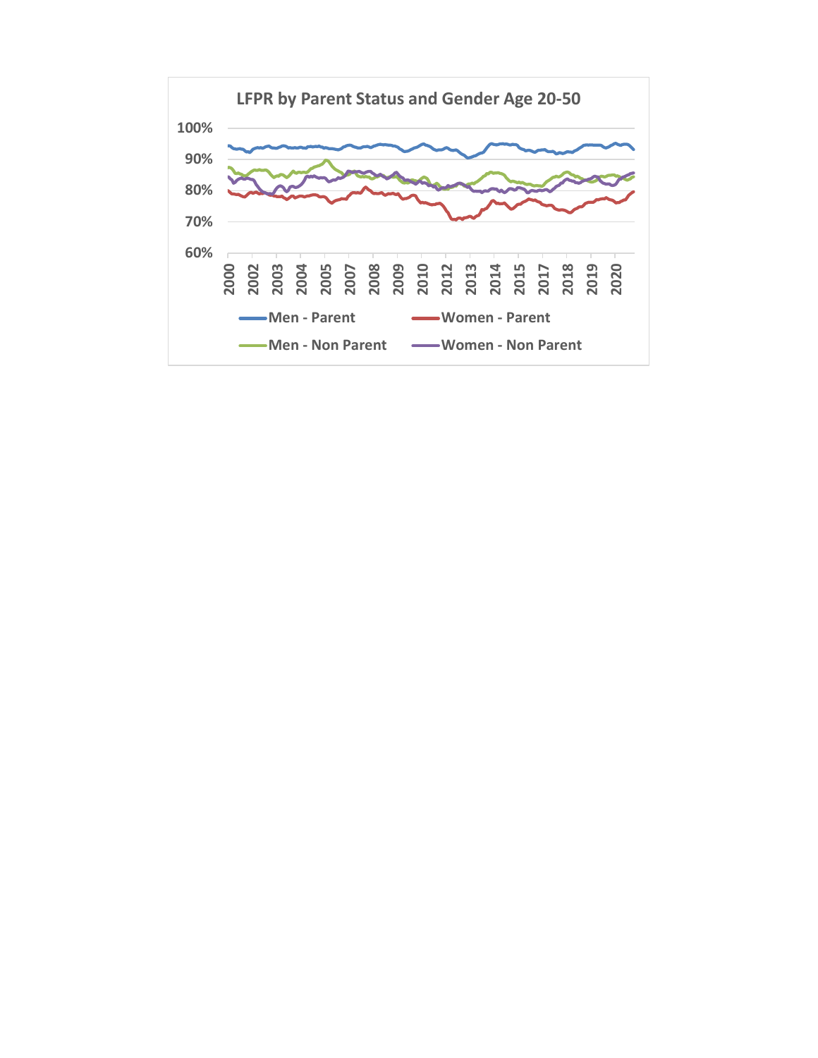LFPR by Parent Status and Gender Age 20-50

100%
90%
80%
70%
60%

2000
2002
2003
2004
2005
2007
2008
2009
2010
2012
2013
2014
2015
2017
2018
2019
2020

Men - Parent
Women - Parent
Men - Non Parent
Women - Non Parent